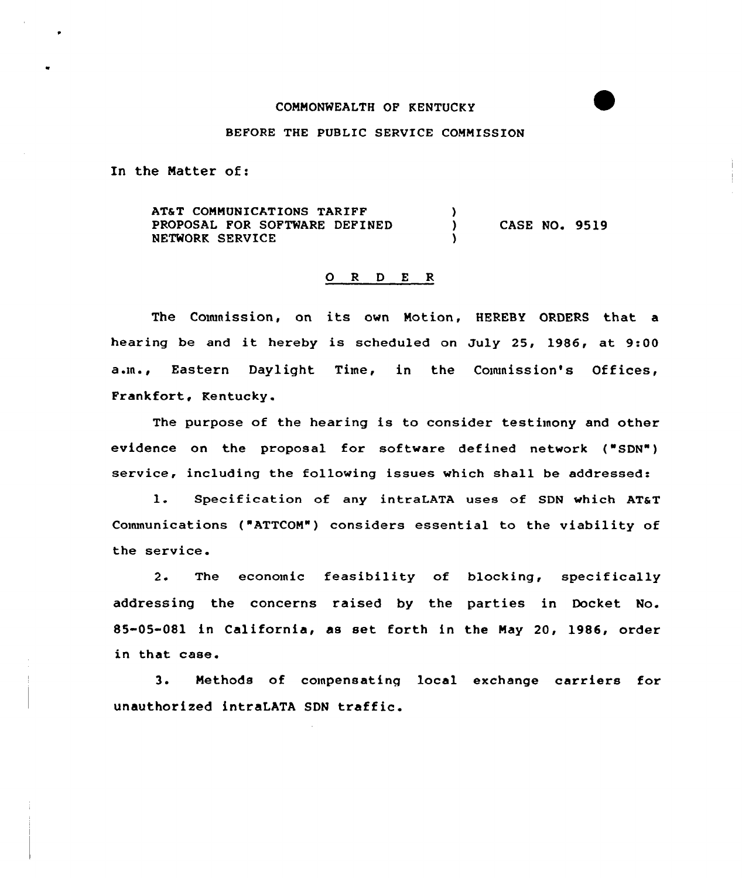COMMONWEALTH OF KENTUCKY

BEFORE THE PUBLIC SERVICE COMMISSION

In the Matter of:

AT&T COMMUNICATIONS TARIFF PROPOSAL FOR SOFTWARE DEFINED NETWORK SERVICE ) CASE NO. 9519

## O R D E R

The Commission, on its own Motion, HEREBY ORDERS that a hearing be and it hereby is scheduled on July 25, 1986, at 9:00 a.m., Eastern Daylight Time, in the Commission's Offices, Frankfort, Kentucky.

The purpose of the hearing is to consider testimony and other evidence on the proposal for software defined network ("SDN") service, including the following issues which shall be addressed:

1. Specification of any intraLATA uses of SDN which AT&T Communications ("ATTCOM") considers essential to the viability of the service.

2. The economic feasibility of blocking, specifically addressing the concerns raised by the parties in Docket No. 85-05-081 in California, as set forth in the May 20, 1986, order in that case.

3. Methods of compensating local exchange carriers for unauthorized intraLATA SDN traffic.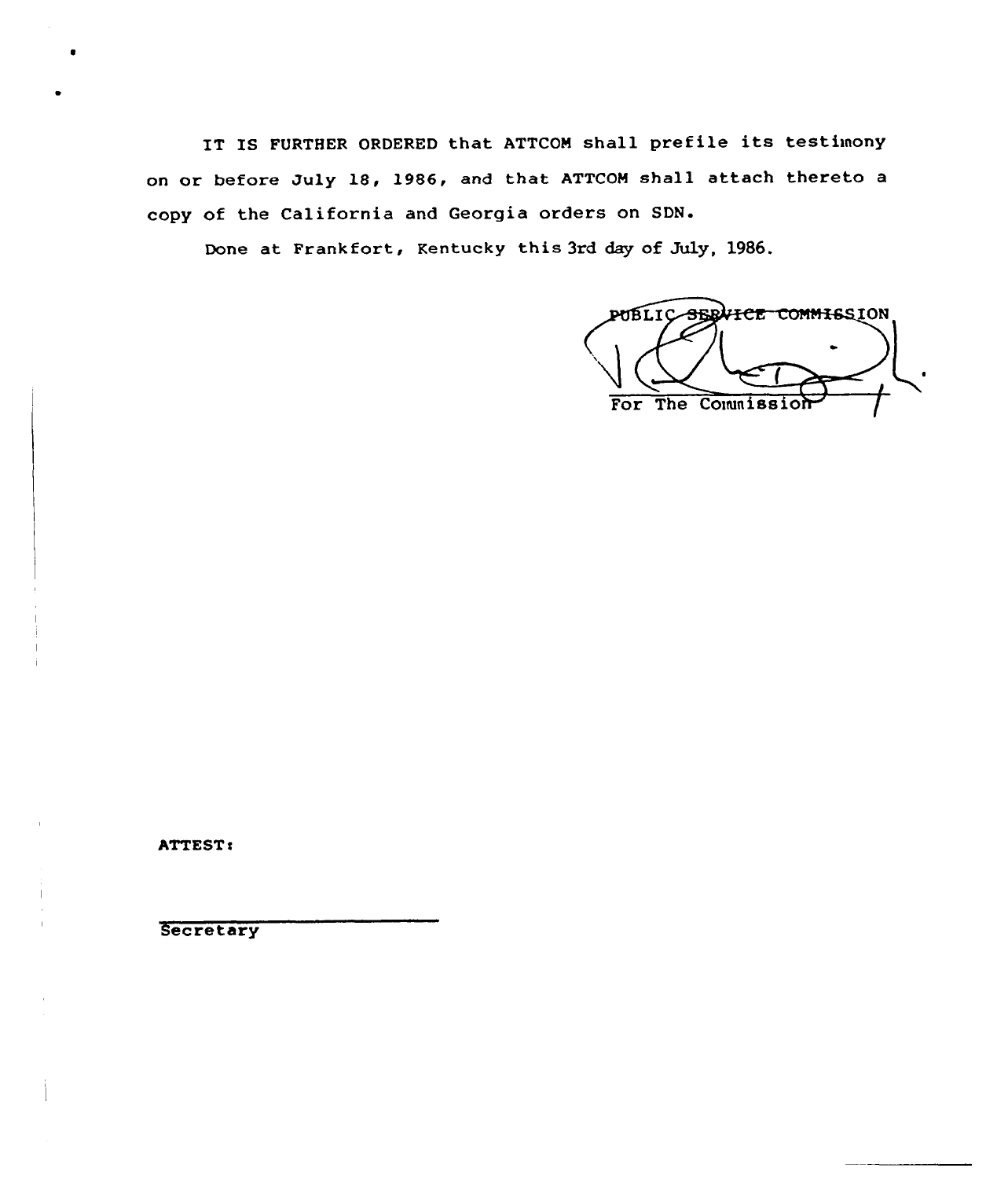IT IS FURTHER ORDERED that ATTCOM shall prefile its testimony on or before July 18, 1986, and that ATTCOM shall attach thereto a copy of the California and Georgia orders on SDN.

Done at Frankfort, Kentucky this 3rd day of July, 1986.

PUBLIC SERVICE COMMISSION

For The Commission

ATTEST:

Secretary